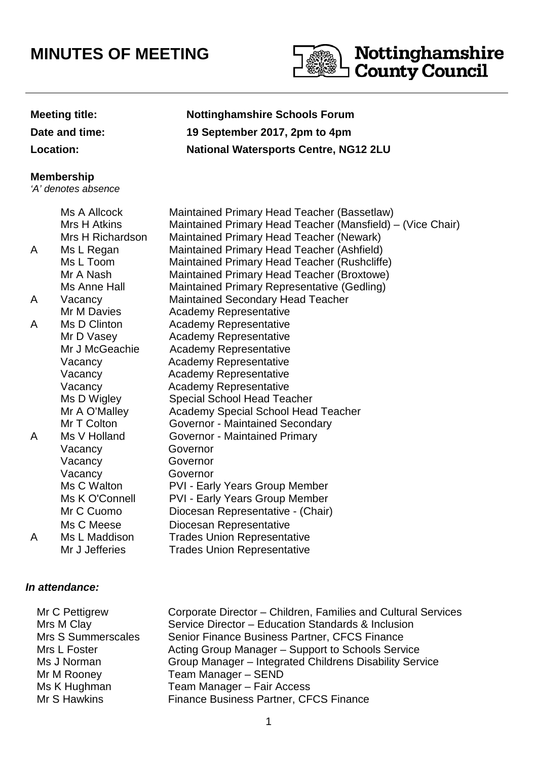# MINUTES OF MEETING

Nottinghamshire County Council

| | |
|---|---|
| **Meeting title:** | **Nottinghamshire Schools Forum** |
| **Date and time:** | **19 September 2017, 2pm to 4pm** |
| **Location:** | **National Watersports Centre, NG12 2LU** |

**Membership**
*'A' denotes absence*

| | | |
|---|---|---|
| | Ms A Allcock | Maintained Primary Head Teacher (Bassetlaw) |
| | Mrs H Atkins | Maintained Primary Head Teacher (Mansfield) – (Vice Chair) |
| | Mrs H Richardson | Maintained Primary Head Teacher (Newark) |
| A | Ms L Regan | Maintained Primary Head Teacher (Ashfield) |
| | Ms L Toom | Maintained Primary Head Teacher (Rushcliffe) |
| | Mr A Nash | Maintained Primary Head Teacher (Broxtowe) |
| | Ms Anne Hall | Maintained Primary Representative (Gedling) |
| A | Vacancy | Maintained Secondary Head Teacher |
| | Mr M Davies | Academy Representative |
| A | Ms D Clinton | Academy Representative |
| | Mr D Vasey | Academy Representative |
| | Mr J McGeachie | Academy Representative |
| | Vacancy | Academy Representative |
| | Vacancy | Academy Representative |
| | Vacancy | Academy Representative |
| | Ms D Wigley | Special School Head Teacher |
| | Mr A O'Malley | Academy Special School Head Teacher |
| | Mr T Colton | Governor - Maintained Secondary |
| A | Ms V Holland | Governor - Maintained Primary |
| | Vacancy | Governor |
| | Vacancy | Governor |
| | Vacancy | Governor |
| | Ms C Walton | PVI - Early Years Group Member |
| | Ms K O'Connell | PVI - Early Years Group Member |
| | Mr C Cuomo | Diocesan Representative - (Chair) |
| | Ms C Meese | Diocesan Representative |
| A | Ms L Maddison | Trades Union Representative |
| | Mr J Jefferies | Trades Union Representative |

***In attendance:***

| | |
|---|---|
| Mr C Pettigrew | Corporate Director – Children, Families and Cultural Services |
| Mrs M Clay | Service Director – Education Standards & Inclusion |
| Mrs S Summerscales | Senior Finance Business Partner, CFCS Finance |
| Mrs L Foster | Acting Group Manager – Support to Schools Service |
| Ms J Norman | Group Manager – Integrated Childrens Disability Service |
| Mr M Rooney | Team Manager – SEND |
| Ms K Hughman | Team Manager – Fair Access |
| Mr S Hawkins | Finance Business Partner, CFCS Finance |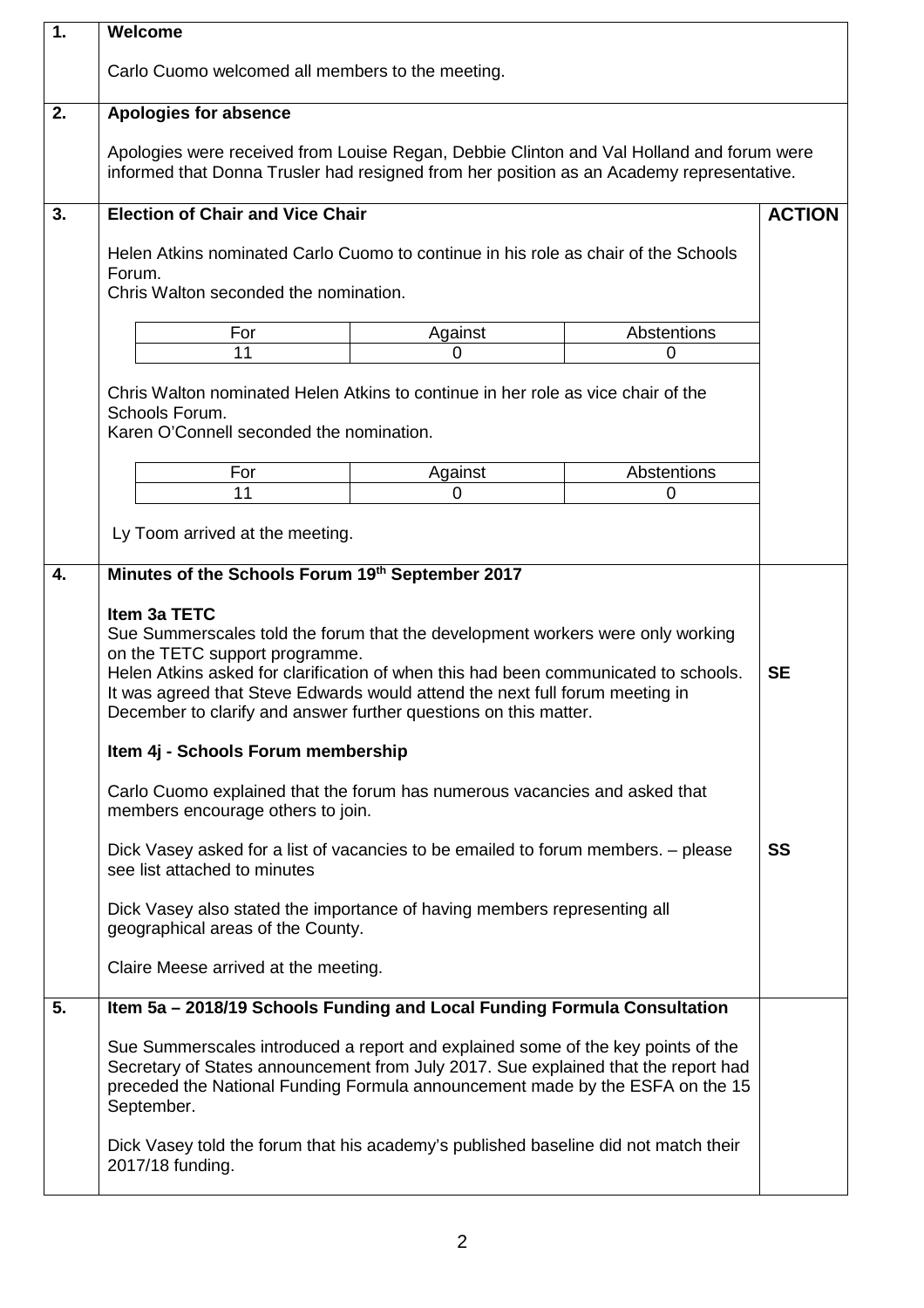## 1. Welcome

Carlo Cuomo welcomed all members to the meeting.

## 2. Apologies for absence

Apologies were received from Louise Regan, Debbie Clinton and Val Holland and forum were informed that Donna Trusler had resigned from her position as an Academy representative.

## 3. Election of Chair and Vice Chair

**ACTION**

Helen Atkins nominated Carlo Cuomo to continue in his role as chair of the Schools Forum.
Chris Walton seconded the nomination.

| For | Against | Abstentions |
|---|---|---|
| 11 | 0 | 0 |

Chris Walton nominated Helen Atkins to continue in her role as vice chair of the Schools Forum.
Karen O'Connell seconded the nomination.

| For | Against | Abstentions |
|---|---|---|
| 11 | 0 | 0 |

Ly Toom arrived at the meeting.

## 4. Minutes of the Schools Forum 19th September 2017

**Item 3a TETC**

Sue Summerscales told the forum that the development workers were only working on the TETC support programme.
Helen Atkins asked for clarification of when this had been communicated to schools. It was agreed that Steve Edwards would attend the next full forum meeting in December to clarify and answer further questions on this matter. — **ACTION: SE**

**Item 4j - Schools Forum membership**

Carlo Cuomo explained that the forum has numerous vacancies and asked that members encourage others to join.

Dick Vasey asked for a list of vacancies to be emailed to forum members. – please see list attached to minutes — **ACTION: SS**

Dick Vasey also stated the importance of having members representing all geographical areas of the County.

Claire Meese arrived at the meeting.

## 5. Item 5a – 2018/19 Schools Funding and Local Funding Formula Consultation

Sue Summerscales introduced a report and explained some of the key points of the Secretary of States announcement from July 2017. Sue explained that the report had preceded the National Funding Formula announcement made by the ESFA on the 15 September.

Dick Vasey told the forum that his academy's published baseline did not match their 2017/18 funding.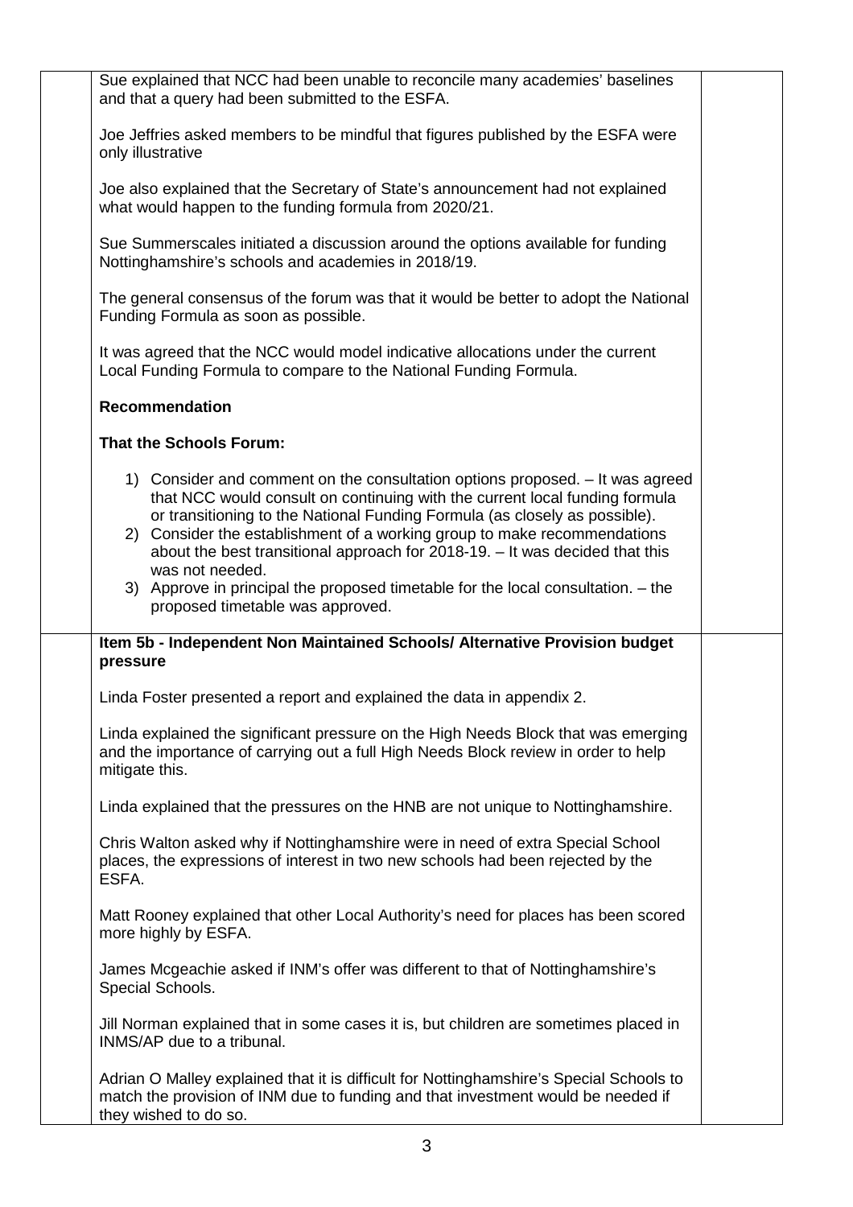Sue explained that NCC had been unable to reconcile many academies' baselines and that a query had been submitted to the ESFA.

Joe Jeffries asked members to be mindful that figures published by the ESFA were only illustrative

Joe also explained that the Secretary of State's announcement had not explained what would happen to the funding formula from 2020/21.

Sue Summerscales initiated a discussion around the options available for funding Nottinghamshire's schools and academies in 2018/19.

The general consensus of the forum was that it would be better to adopt the National Funding Formula as soon as possible.

It was agreed that the NCC would model indicative allocations under the current Local Funding Formula to compare to the National Funding Formula.

**Recommendation**

**That the Schools Forum:**

1) Consider and comment on the consultation options proposed. – It was agreed that NCC would consult on continuing with the current local funding formula or transitioning to the National Funding Formula (as closely as possible).
2) Consider the establishment of a working group to make recommendations about the best transitional approach for 2018-19. – It was decided that this was not needed.
3) Approve in principal the proposed timetable for the local consultation. – the proposed timetable was approved.

**Item 5b - Independent Non Maintained Schools/ Alternative Provision budget pressure**

Linda Foster presented a report and explained the data in appendix 2.

Linda explained the significant pressure on the High Needs Block that was emerging and the importance of carrying out a full High Needs Block review in order to help mitigate this.

Linda explained that the pressures on the HNB are not unique to Nottinghamshire.

Chris Walton asked why if Nottinghamshire were in need of extra Special School places, the expressions of interest in two new schools had been rejected by the ESFA.

Matt Rooney explained that other Local Authority's need for places has been scored more highly by ESFA.

James Mcgeachie asked if INM's offer was different to that of Nottinghamshire's Special Schools.

Jill Norman explained that in some cases it is, but children are sometimes placed in INMS/AP due to a tribunal.

Adrian O Malley explained that it is difficult for Nottinghamshire's Special Schools to match the provision of INM due to funding and that investment would be needed if they wished to do so.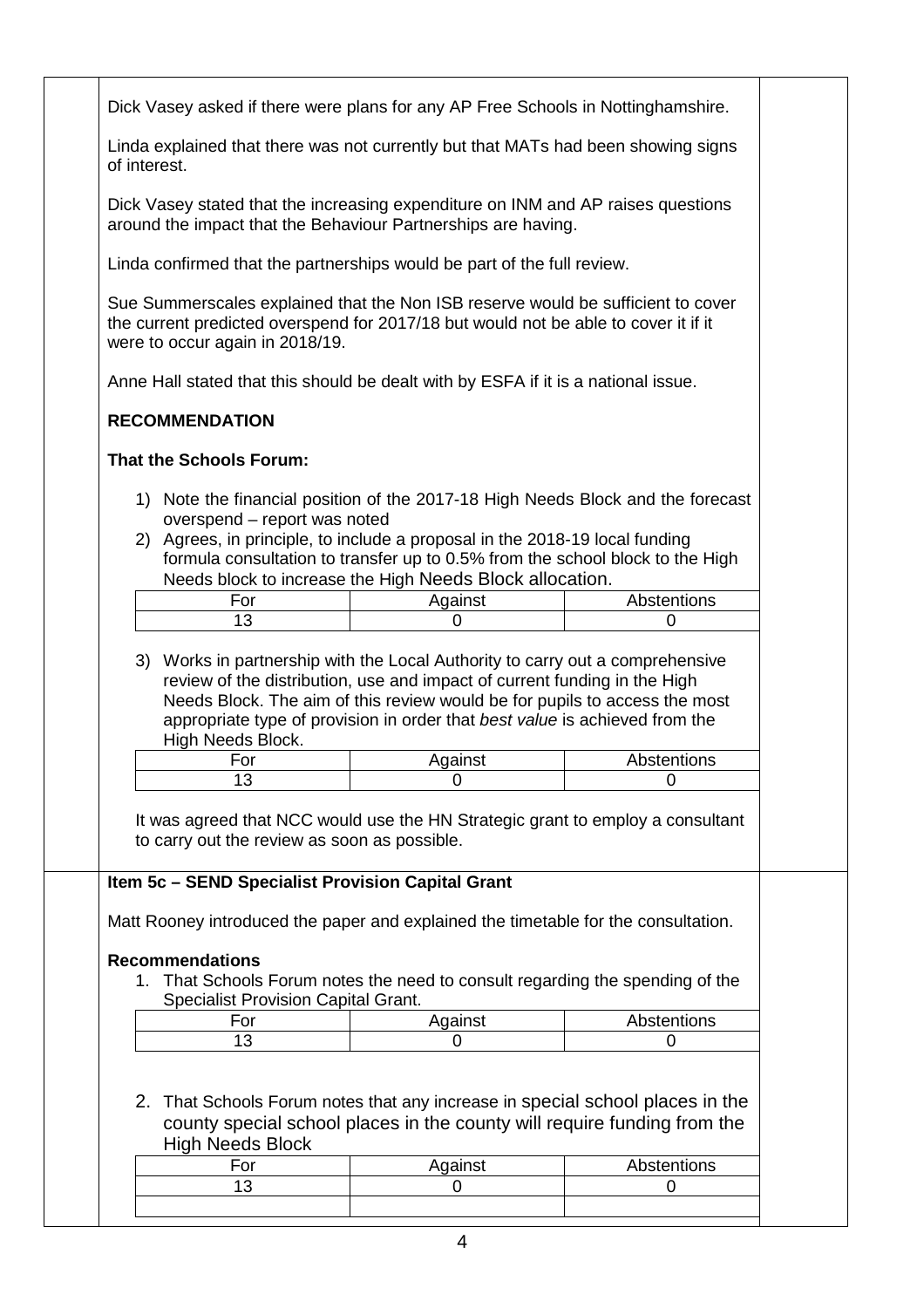Dick Vasey asked if there were plans for any AP Free Schools in Nottinghamshire.

Linda explained that there was not currently but that MATs had been showing signs of interest.

Dick Vasey stated that the increasing expenditure on INM and AP raises questions around the impact that the Behaviour Partnerships are having.

Linda confirmed that the partnerships would be part of the full review.

Sue Summerscales explained that the Non ISB reserve would be sufficient to cover the current predicted overspend for 2017/18 but would not be able to cover it if it were to occur again in 2018/19.

Anne Hall stated that this should be dealt with by ESFA if it is a national issue.

**RECOMMENDATION**

**That the Schools Forum:**

1) Note the financial position of the 2017-18 High Needs Block and the forecast overspend – report was noted
2) Agrees, in principle, to include a proposal in the 2018-19 local funding formula consultation to transfer up to 0.5% from the school block to the High Needs block to increase the High Needs Block allocation.

| For | Against | Abstentions |
|---|---|---|
| 13 | 0 | 0 |

3) Works in partnership with the Local Authority to carry out a comprehensive review of the distribution, use and impact of current funding in the High Needs Block. The aim of this review would be for pupils to access the most appropriate type of provision in order that *best value* is achieved from the High Needs Block.

| For | Against | Abstentions |
|---|---|---|
| 13 | 0 | 0 |

It was agreed that NCC would use the HN Strategic grant to employ a consultant to carry out the review as soon as possible.

**Item 5c – SEND Specialist Provision Capital Grant**

Matt Rooney introduced the paper and explained the timetable for the consultation.

**Recommendations**

1. That Schools Forum notes the need to consult regarding the spending of the Specialist Provision Capital Grant.

| For | Against | Abstentions |
|---|---|---|
| 13 | 0 | 0 |

2. That Schools Forum notes that any increase in special school places in the county special school places in the county will require funding from the High Needs Block

| For | Against | Abstentions |
|---|---|---|
| 13 | 0 | 0 |
| | | |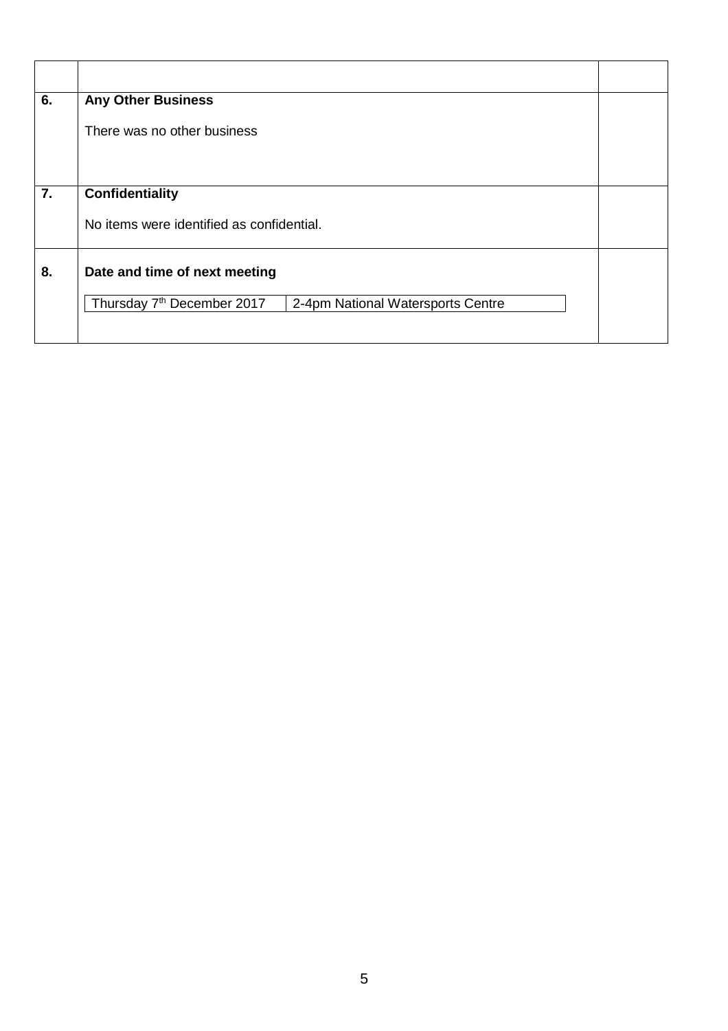| | | |
|---|---|---|
| | | |
| 6. | **Any Other Business**<br><br>There was no other business | |
| 7. | **Confidentiality**<br><br>No items were identified as confidential. | |
| 8. | **Date and time of next meeting**<br><br>Thursday 7th December 2017 \| 2-4pm National Watersports Centre | |